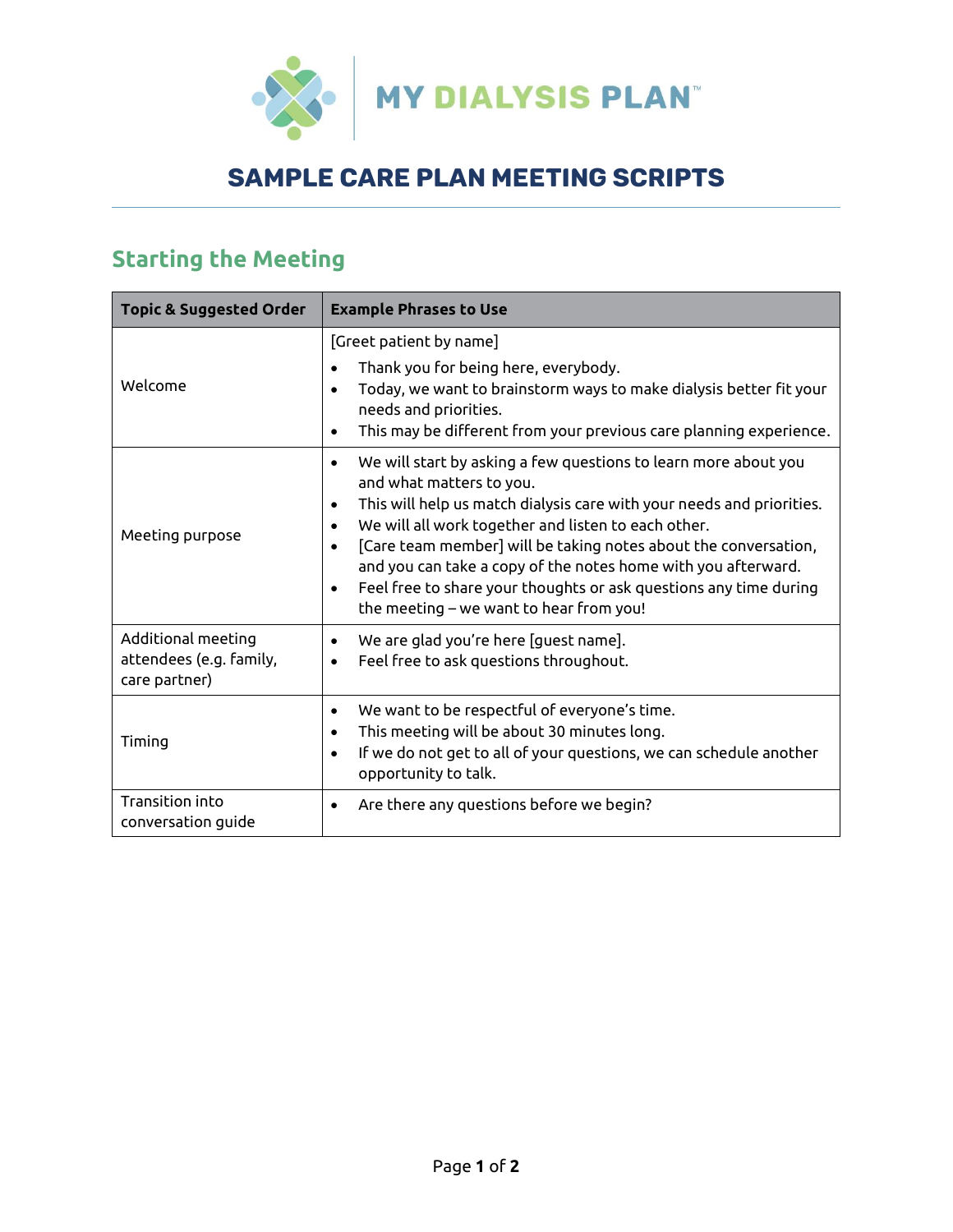MY DIALYSIS PLAN™

# SAMPLE CARE PLAN MEETING SCRIPTS

## Starting the Meeting

| Topic & Suggested Order | Example Phrases to Use |
|---|---|
| Welcome | [Greet patient by name]<br>• Thank you for being here, everybody.<br>• Today, we want to brainstorm ways to make dialysis better fit your needs and priorities.<br>• This may be different from your previous care planning experience. |
| Meeting purpose | • We will start by asking a few questions to learn more about you and what matters to you.<br>• This will help us match dialysis care with your needs and priorities.<br>• We will all work together and listen to each other.<br>• [Care team member] will be taking notes about the conversation, and you can take a copy of the notes home with you afterward.<br>• Feel free to share your thoughts or ask questions any time during the meeting – we want to hear from you! |
| Additional meeting attendees (e.g. family, care partner) | • We are glad you're here [guest name].<br>• Feel free to ask questions throughout. |
| Timing | • We want to be respectful of everyone's time.<br>• This meeting will be about 30 minutes long.<br>• If we do not get to all of your questions, we can schedule another opportunity to talk. |
| Transition into conversation guide | • Are there any questions before we begin? |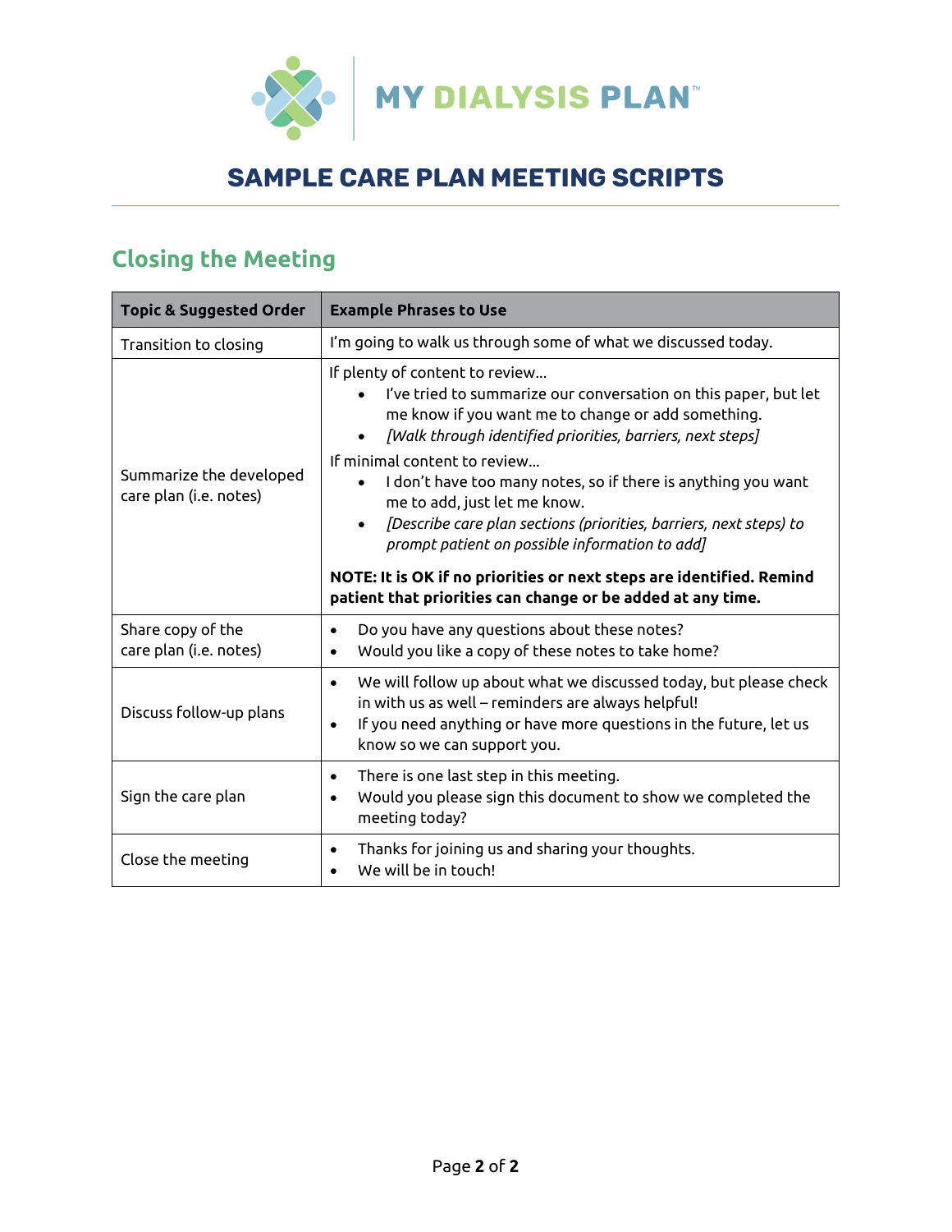MY DIALYSIS PLAN™

# SAMPLE CARE PLAN MEETING SCRIPTS

## Closing the Meeting

| Topic & Suggested Order | Example Phrases to Use |
| --- | --- |
| Transition to closing | I'm going to walk us through some of what we discussed today. |
| Summarize the developed care plan (i.e. notes) | If plenty of content to review…<br>• I've tried to summarize our conversation on this paper, but let me know if you want me to change or add something.<br>• *[Walk through identified priorities, barriers, next steps]*<br>If minimal content to review…<br>• I don't have too many notes, so if there is anything you want me to add, just let me know.<br>• *[Describe care plan sections (priorities, barriers, next steps) to prompt patient on possible information to add]*<br><br>**NOTE: It is OK if no priorities or next steps are identified. Remind patient that priorities can change or be added at any time.** |
| Share copy of the care plan (i.e. notes) | • Do you have any questions about these notes?<br>• Would you like a copy of these notes to take home? |
| Discuss follow-up plans | • We will follow up about what we discussed today, but please check in with us as well – reminders are always helpful!<br>• If you need anything or have more questions in the future, let us know so we can support you. |
| Sign the care plan | • There is one last step in this meeting.<br>• Would you please sign this document to show we completed the meeting today? |
| Close the meeting | • Thanks for joining us and sharing your thoughts.<br>• We will be in touch! |